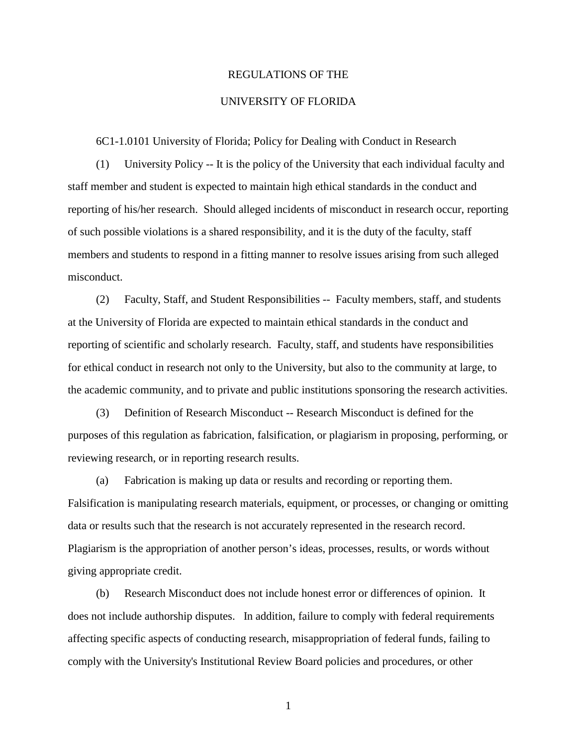# REGULATIONS OF THE

# UNIVERSITY OF FLORIDA

6C1-1.0101 University of Florida; Policy for Dealing with Conduct in Research

(1) University Policy -- It is the policy of the University that each individual faculty and staff member and student is expected to maintain high ethical standards in the conduct and reporting of his/her research. Should alleged incidents of misconduct in research occur, reporting of such possible violations is a shared responsibility, and it is the duty of the faculty, staff members and students to respond in a fitting manner to resolve issues arising from such alleged misconduct.

(2) Faculty, Staff, and Student Responsibilities -- Faculty members, staff, and students at the University of Florida are expected to maintain ethical standards in the conduct and reporting of scientific and scholarly research. Faculty, staff, and students have responsibilities for ethical conduct in research not only to the University, but also to the community at large, to the academic community, and to private and public institutions sponsoring the research activities.

(3) Definition of Research Misconduct -- Research Misconduct is defined for the purposes of this regulation as fabrication, falsification, or plagiarism in proposing, performing, or reviewing research, or in reporting research results.

(a) Fabrication is making up data or results and recording or reporting them. Falsification is manipulating research materials, equipment, or processes, or changing or omitting data or results such that the research is not accurately represented in the research record. Plagiarism is the appropriation of another person's ideas, processes, results, or words without giving appropriate credit.

(b) Research Misconduct does not include honest error or differences of opinion. It does not include authorship disputes. In addition, failure to comply with federal requirements affecting specific aspects of conducting research, misappropriation of federal funds, failing to comply with the University's Institutional Review Board policies and procedures, or other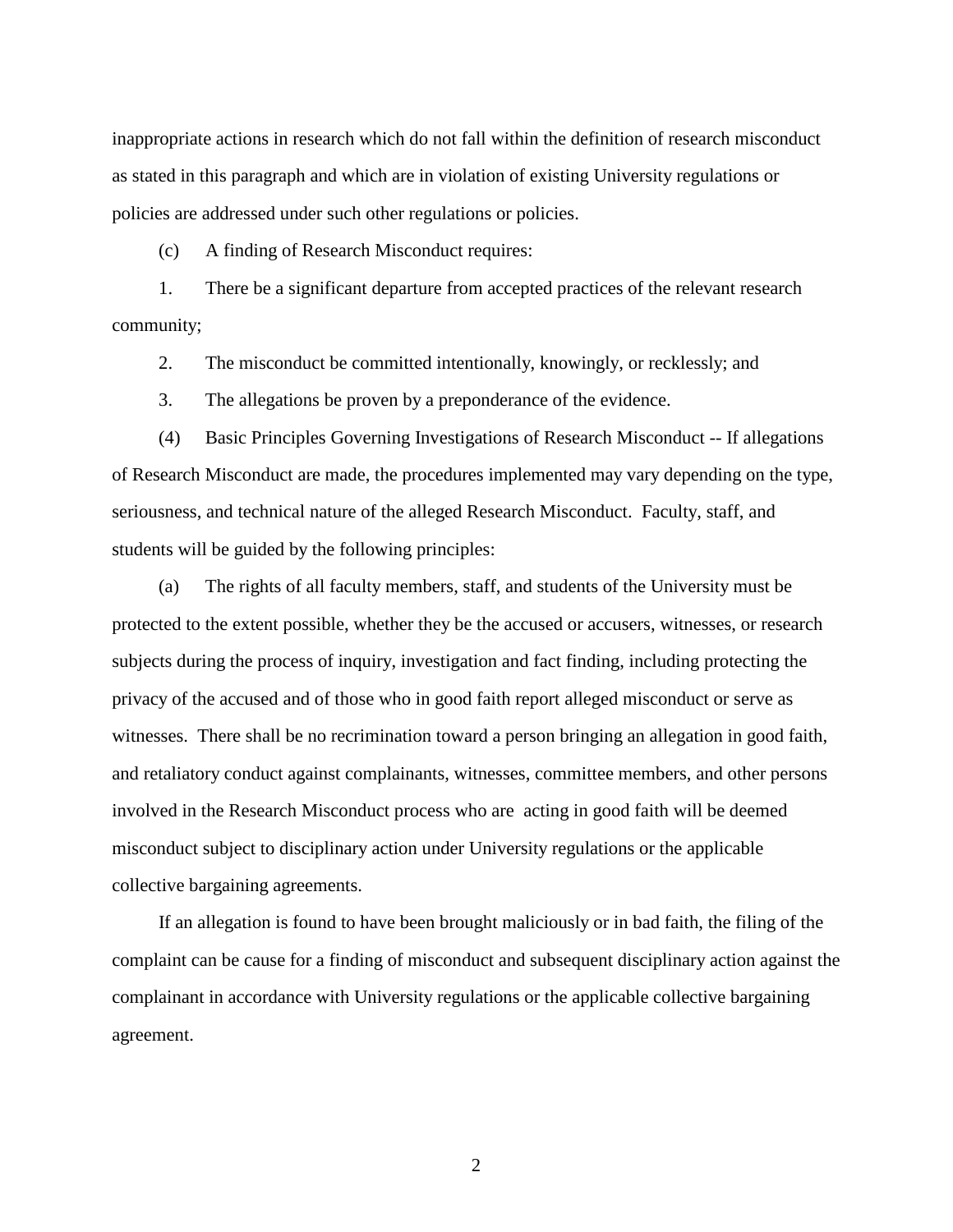inappropriate actions in research which do not fall within the definition of research misconduct as stated in this paragraph and which are in violation of existing University regulations or policies are addressed under such other regulations or policies.

(c) A finding of Research Misconduct requires:

1. There be a significant departure from accepted practices of the relevant research community;

2. The misconduct be committed intentionally, knowingly, or recklessly; and

3. The allegations be proven by a preponderance of the evidence.

(4) Basic Principles Governing Investigations of Research Misconduct -- If allegations of Research Misconduct are made, the procedures implemented may vary depending on the type, seriousness, and technical nature of the alleged Research Misconduct. Faculty, staff, and students will be guided by the following principles:

(a) The rights of all faculty members, staff, and students of the University must be protected to the extent possible, whether they be the accused or accusers, witnesses, or research subjects during the process of inquiry, investigation and fact finding, including protecting the privacy of the accused and of those who in good faith report alleged misconduct or serve as witnesses. There shall be no recrimination toward a person bringing an allegation in good faith, and retaliatory conduct against complainants, witnesses, committee members, and other persons involved in the Research Misconduct process who are acting in good faith will be deemed misconduct subject to disciplinary action under University regulations or the applicable collective bargaining agreements.

If an allegation is found to have been brought maliciously or in bad faith, the filing of the complaint can be cause for a finding of misconduct and subsequent disciplinary action against the complainant in accordance with University regulations or the applicable collective bargaining agreement.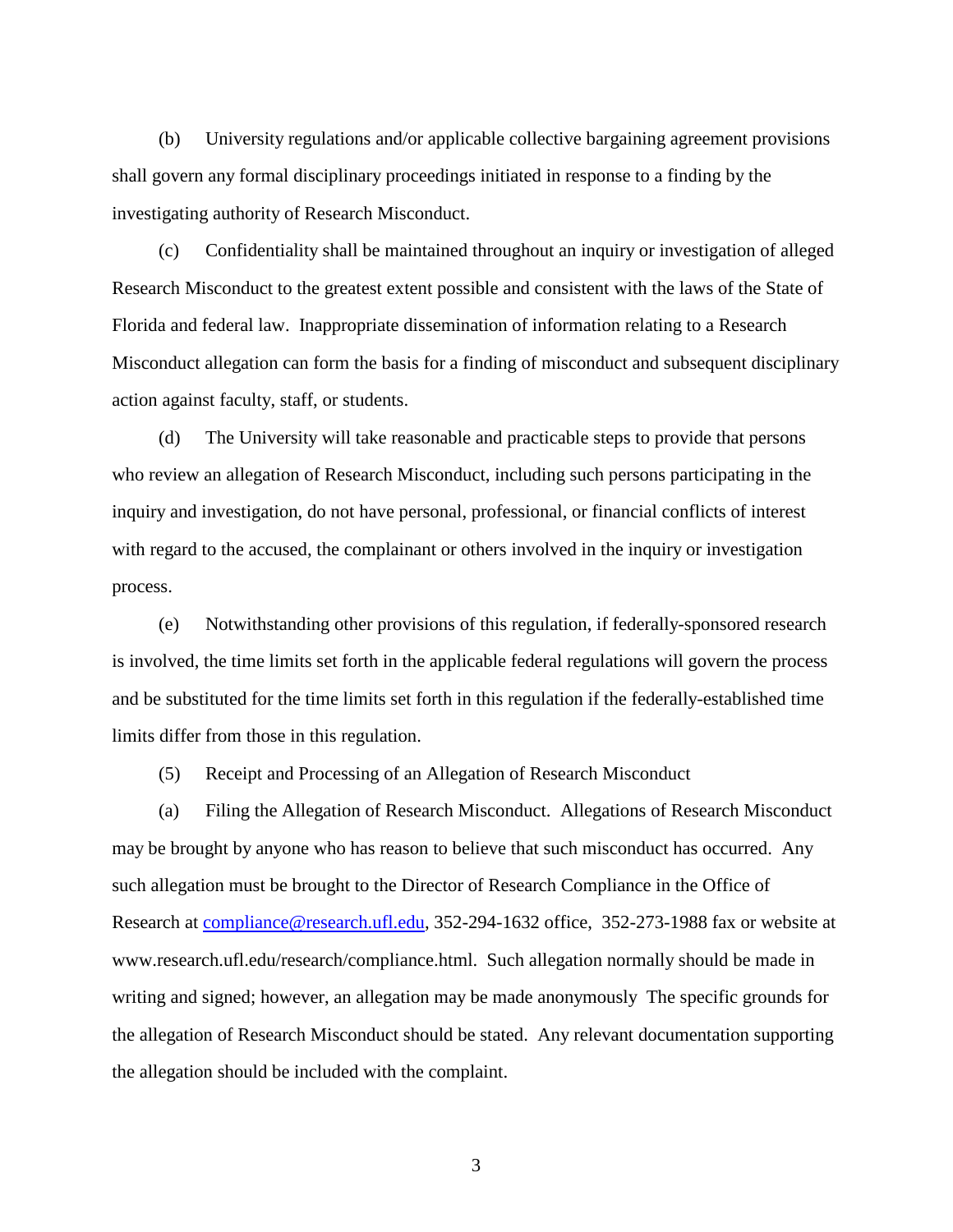(b) University regulations and/or applicable collective bargaining agreement provisions shall govern any formal disciplinary proceedings initiated in response to a finding by the investigating authority of Research Misconduct.

(c) Confidentiality shall be maintained throughout an inquiry or investigation of alleged Research Misconduct to the greatest extent possible and consistent with the laws of the State of Florida and federal law. Inappropriate dissemination of information relating to a Research Misconduct allegation can form the basis for a finding of misconduct and subsequent disciplinary action against faculty, staff, or students.

(d) The University will take reasonable and practicable steps to provide that persons who review an allegation of Research Misconduct, including such persons participating in the inquiry and investigation, do not have personal, professional, or financial conflicts of interest with regard to the accused, the complainant or others involved in the inquiry or investigation process.

(e) Notwithstanding other provisions of this regulation, if federally-sponsored research is involved, the time limits set forth in the applicable federal regulations will govern the process and be substituted for the time limits set forth in this regulation if the federally-established time limits differ from those in this regulation.

(5) Receipt and Processing of an Allegation of Research Misconduct

(a) Filing the Allegation of Research Misconduct. Allegations of Research Misconduct may be brought by anyone who has reason to believe that such misconduct has occurred. Any such allegation must be brought to the Director of Research Compliance in the Office of Research at compliance@research.ufl.edu, 352-294-1632 office, 352-273-1988 fax or website at www.research.ufl.edu/research/compliance.html. Such allegation normally should be made in writing and signed; however, an allegation may be made anonymously The specific grounds for the allegation of Research Misconduct should be stated. Any relevant documentation supporting the allegation should be included with the complaint.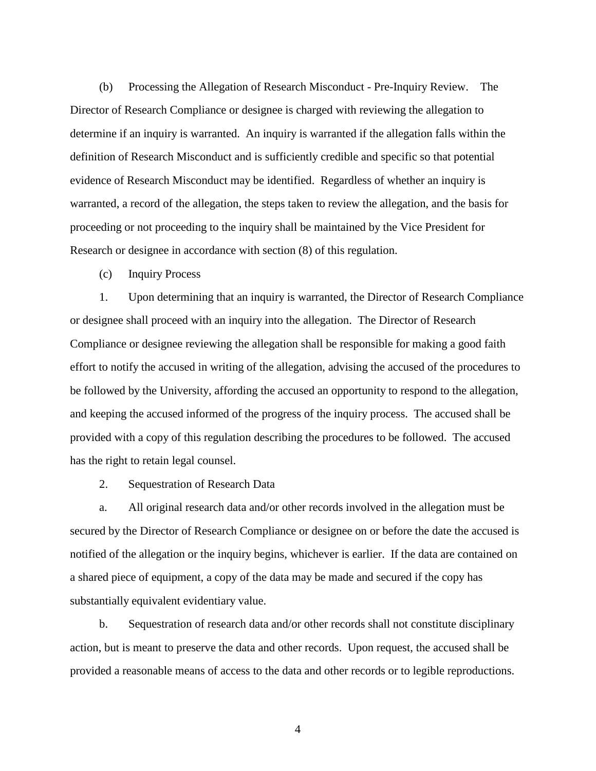(b) Processing the Allegation of Research Misconduct - Pre-Inquiry Review. The Director of Research Compliance or designee is charged with reviewing the allegation to determine if an inquiry is warranted. An inquiry is warranted if the allegation falls within the definition of Research Misconduct and is sufficiently credible and specific so that potential evidence of Research Misconduct may be identified. Regardless of whether an inquiry is warranted, a record of the allegation, the steps taken to review the allegation, and the basis for proceeding or not proceeding to the inquiry shall be maintained by the Vice President for Research or designee in accordance with section (8) of this regulation.

(c) Inquiry Process

1. Upon determining that an inquiry is warranted, the Director of Research Compliance or designee shall proceed with an inquiry into the allegation. The Director of Research Compliance or designee reviewing the allegation shall be responsible for making a good faith effort to notify the accused in writing of the allegation, advising the accused of the procedures to be followed by the University, affording the accused an opportunity to respond to the allegation, and keeping the accused informed of the progress of the inquiry process. The accused shall be provided with a copy of this regulation describing the procedures to be followed. The accused has the right to retain legal counsel.

2. Sequestration of Research Data

a. All original research data and/or other records involved in the allegation must be secured by the Director of Research Compliance or designee on or before the date the accused is notified of the allegation or the inquiry begins, whichever is earlier. If the data are contained on a shared piece of equipment, a copy of the data may be made and secured if the copy has substantially equivalent evidentiary value.

b. Sequestration of research data and/or other records shall not constitute disciplinary action, but is meant to preserve the data and other records. Upon request, the accused shall be provided a reasonable means of access to the data and other records or to legible reproductions.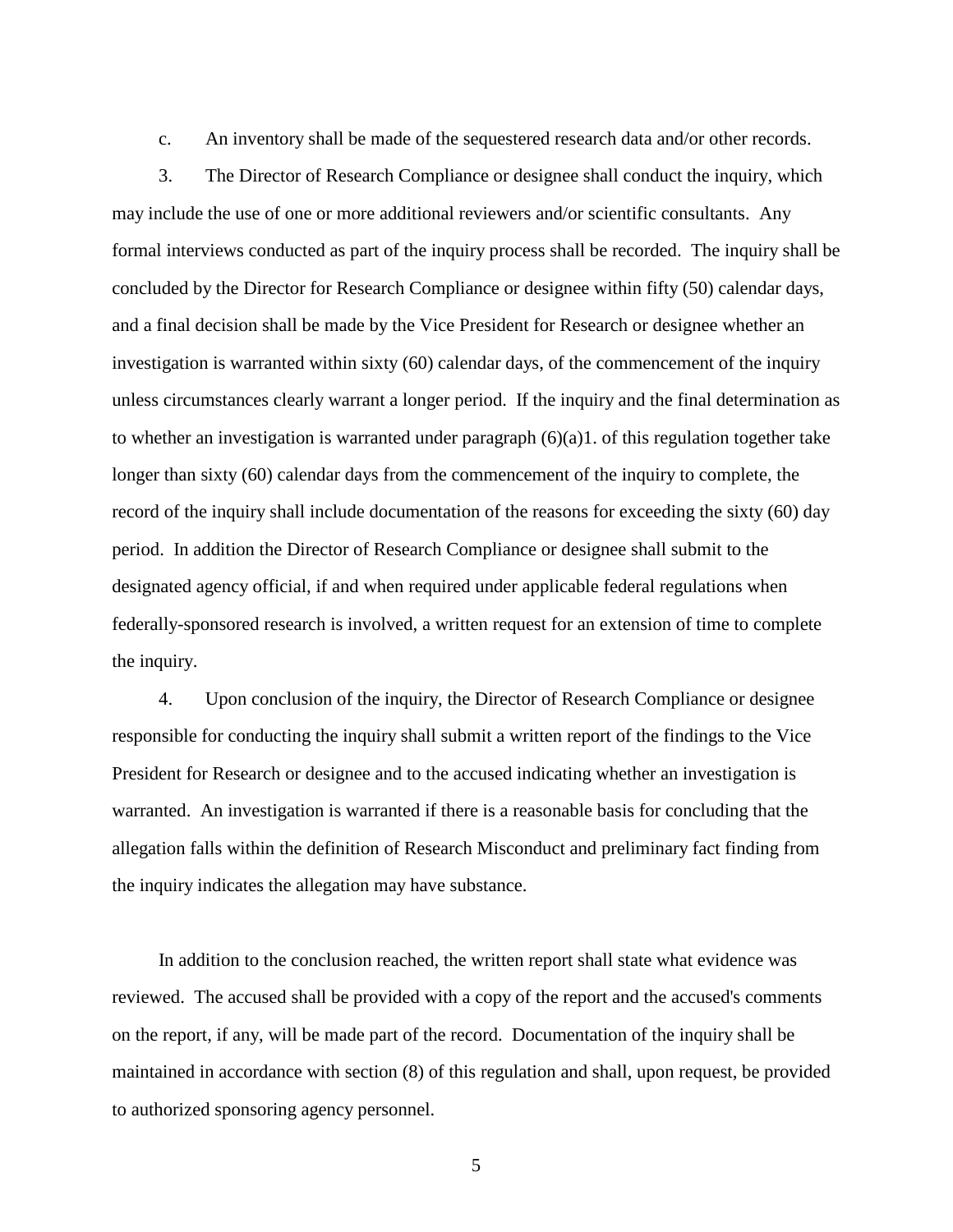c. An inventory shall be made of the sequestered research data and/or other records.

3. The Director of Research Compliance or designee shall conduct the inquiry, which may include the use of one or more additional reviewers and/or scientific consultants. Any formal interviews conducted as part of the inquiry process shall be recorded. The inquiry shall be concluded by the Director for Research Compliance or designee within fifty (50) calendar days, and a final decision shall be made by the Vice President for Research or designee whether an investigation is warranted within sixty (60) calendar days, of the commencement of the inquiry unless circumstances clearly warrant a longer period. If the inquiry and the final determination as to whether an investigation is warranted under paragraph (6)(a)1. of this regulation together take longer than sixty (60) calendar days from the commencement of the inquiry to complete, the record of the inquiry shall include documentation of the reasons for exceeding the sixty (60) day period. In addition the Director of Research Compliance or designee shall submit to the designated agency official, if and when required under applicable federal regulations when federally-sponsored research is involved, a written request for an extension of time to complete the inquiry.

4. Upon conclusion of the inquiry, the Director of Research Compliance or designee responsible for conducting the inquiry shall submit a written report of the findings to the Vice President for Research or designee and to the accused indicating whether an investigation is warranted. An investigation is warranted if there is a reasonable basis for concluding that the allegation falls within the definition of Research Misconduct and preliminary fact finding from the inquiry indicates the allegation may have substance.

In addition to the conclusion reached, the written report shall state what evidence was reviewed. The accused shall be provided with a copy of the report and the accused's comments on the report, if any, will be made part of the record. Documentation of the inquiry shall be maintained in accordance with section (8) of this regulation and shall, upon request, be provided to authorized sponsoring agency personnel.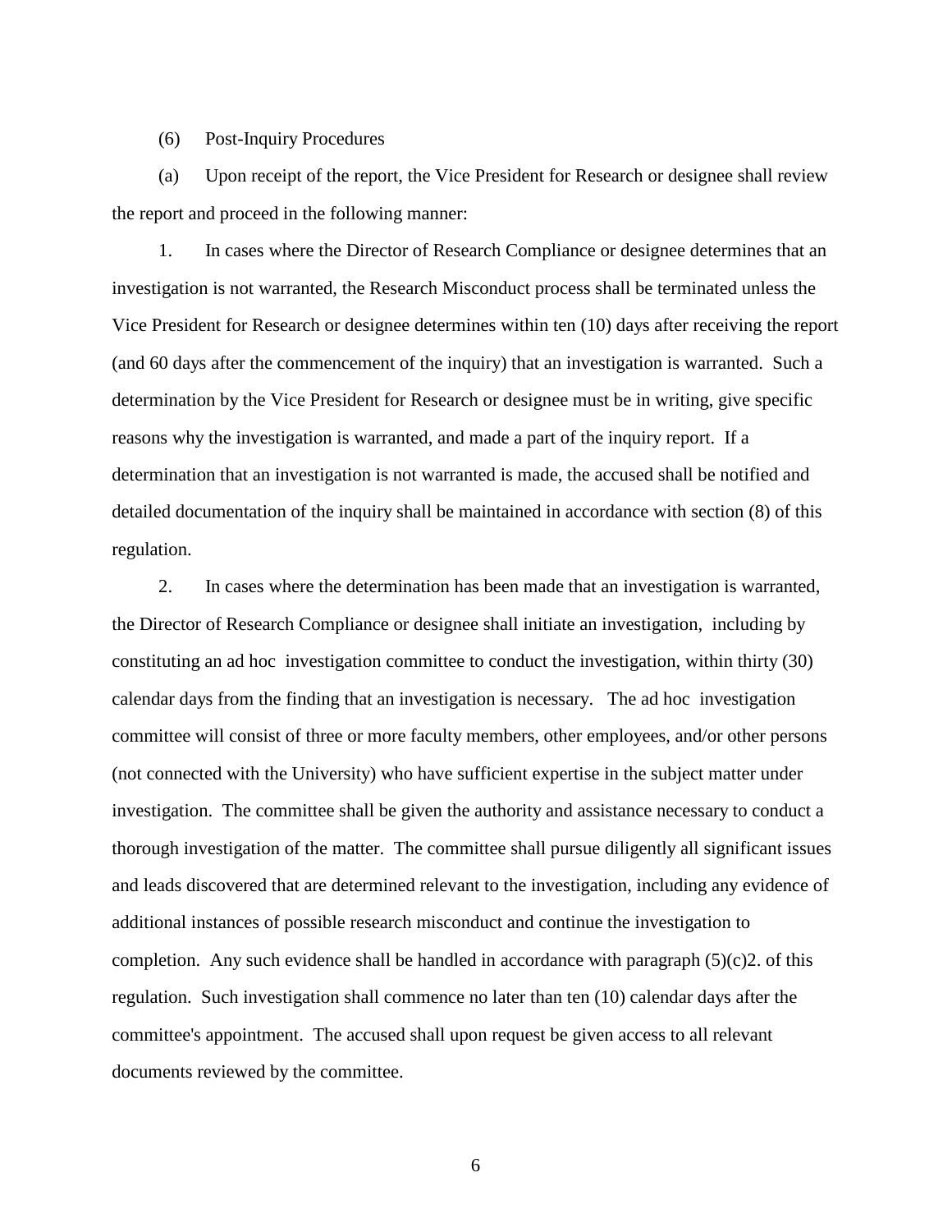(6) Post-Inquiry Procedures

(a) Upon receipt of the report, the Vice President for Research or designee shall review the report and proceed in the following manner:

1. In cases where the Director of Research Compliance or designee determines that an investigation is not warranted, the Research Misconduct process shall be terminated unless the Vice President for Research or designee determines within ten (10) days after receiving the report (and 60 days after the commencement of the inquiry) that an investigation is warranted. Such a determination by the Vice President for Research or designee must be in writing, give specific reasons why the investigation is warranted, and made a part of the inquiry report. If a determination that an investigation is not warranted is made, the accused shall be notified and detailed documentation of the inquiry shall be maintained in accordance with section (8) of this regulation.

2. In cases where the determination has been made that an investigation is warranted, the Director of Research Compliance or designee shall initiate an investigation, including by constituting an ad hoc investigation committee to conduct the investigation, within thirty (30) calendar days from the finding that an investigation is necessary. The ad hoc investigation committee will consist of three or more faculty members, other employees, and/or other persons (not connected with the University) who have sufficient expertise in the subject matter under investigation. The committee shall be given the authority and assistance necessary to conduct a thorough investigation of the matter. The committee shall pursue diligently all significant issues and leads discovered that are determined relevant to the investigation, including any evidence of additional instances of possible research misconduct and continue the investigation to completion. Any such evidence shall be handled in accordance with paragraph (5)(c)2. of this regulation. Such investigation shall commence no later than ten (10) calendar days after the committee's appointment. The accused shall upon request be given access to all relevant documents reviewed by the committee.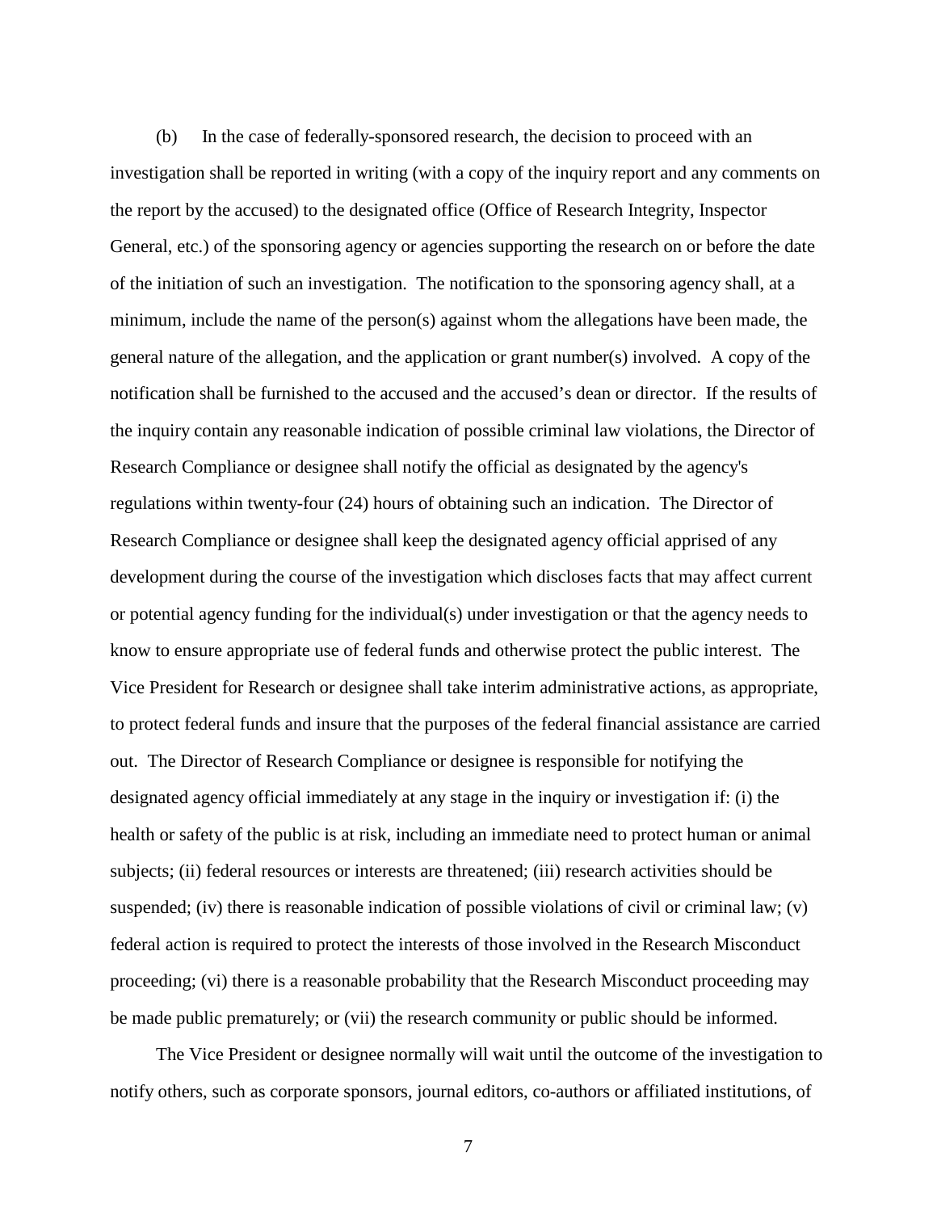(b) In the case of federally-sponsored research, the decision to proceed with an investigation shall be reported in writing (with a copy of the inquiry report and any comments on the report by the accused) to the designated office (Office of Research Integrity, Inspector General, etc.) of the sponsoring agency or agencies supporting the research on or before the date of the initiation of such an investigation. The notification to the sponsoring agency shall, at a minimum, include the name of the person(s) against whom the allegations have been made, the general nature of the allegation, and the application or grant number(s) involved. A copy of the notification shall be furnished to the accused and the accused's dean or director. If the results of the inquiry contain any reasonable indication of possible criminal law violations, the Director of Research Compliance or designee shall notify the official as designated by the agency's regulations within twenty-four (24) hours of obtaining such an indication. The Director of Research Compliance or designee shall keep the designated agency official apprised of any development during the course of the investigation which discloses facts that may affect current or potential agency funding for the individual(s) under investigation or that the agency needs to know to ensure appropriate use of federal funds and otherwise protect the public interest. The Vice President for Research or designee shall take interim administrative actions, as appropriate, to protect federal funds and insure that the purposes of the federal financial assistance are carried out. The Director of Research Compliance or designee is responsible for notifying the designated agency official immediately at any stage in the inquiry or investigation if: (i) the health or safety of the public is at risk, including an immediate need to protect human or animal subjects; (ii) federal resources or interests are threatened; (iii) research activities should be suspended; (iv) there is reasonable indication of possible violations of civil or criminal law; (v) federal action is required to protect the interests of those involved in the Research Misconduct proceeding; (vi) there is a reasonable probability that the Research Misconduct proceeding may be made public prematurely; or (vii) the research community or public should be informed.

The Vice President or designee normally will wait until the outcome of the investigation to notify others, such as corporate sponsors, journal editors, co-authors or affiliated institutions, of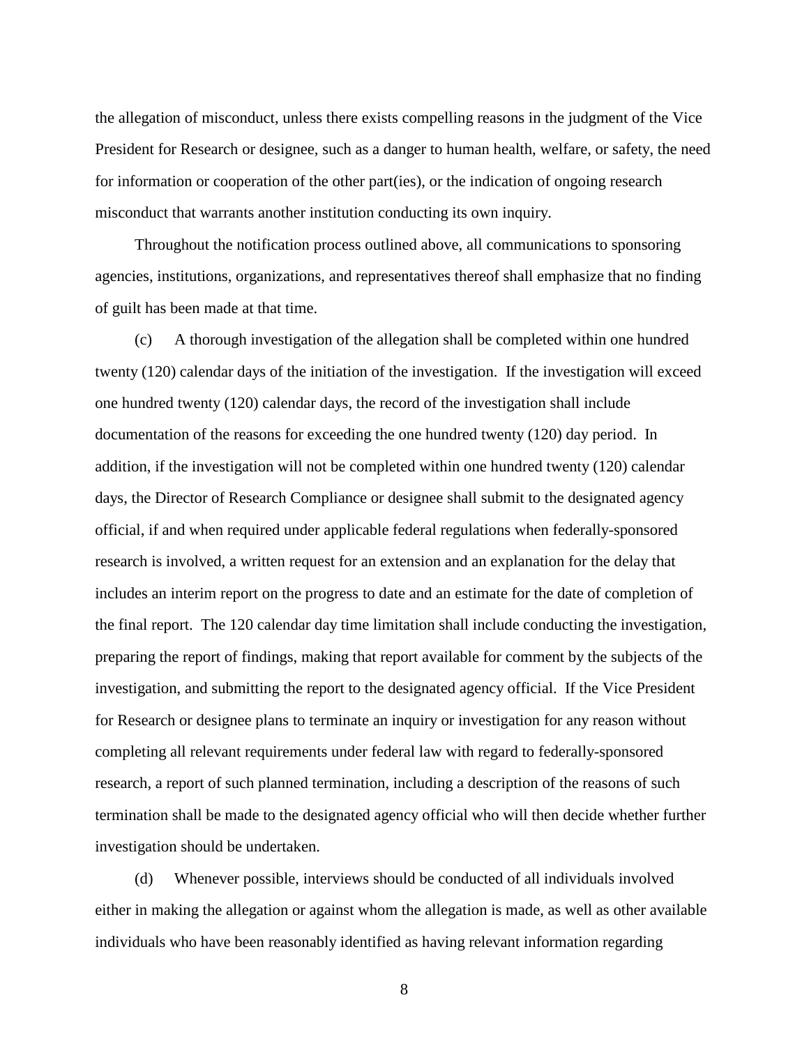the allegation of misconduct, unless there exists compelling reasons in the judgment of the Vice President for Research or designee, such as a danger to human health, welfare, or safety, the need for information or cooperation of the other part(ies), or the indication of ongoing research misconduct that warrants another institution conducting its own inquiry.

Throughout the notification process outlined above, all communications to sponsoring agencies, institutions, organizations, and representatives thereof shall emphasize that no finding of guilt has been made at that time.

(c) A thorough investigation of the allegation shall be completed within one hundred twenty (120) calendar days of the initiation of the investigation. If the investigation will exceed one hundred twenty (120) calendar days, the record of the investigation shall include documentation of the reasons for exceeding the one hundred twenty (120) day period. In addition, if the investigation will not be completed within one hundred twenty (120) calendar days, the Director of Research Compliance or designee shall submit to the designated agency official, if and when required under applicable federal regulations when federally-sponsored research is involved, a written request for an extension and an explanation for the delay that includes an interim report on the progress to date and an estimate for the date of completion of the final report. The 120 calendar day time limitation shall include conducting the investigation, preparing the report of findings, making that report available for comment by the subjects of the investigation, and submitting the report to the designated agency official. If the Vice President for Research or designee plans to terminate an inquiry or investigation for any reason without completing all relevant requirements under federal law with regard to federally-sponsored research, a report of such planned termination, including a description of the reasons of such termination shall be made to the designated agency official who will then decide whether further investigation should be undertaken.

(d) Whenever possible, interviews should be conducted of all individuals involved either in making the allegation or against whom the allegation is made, as well as other available individuals who have been reasonably identified as having relevant information regarding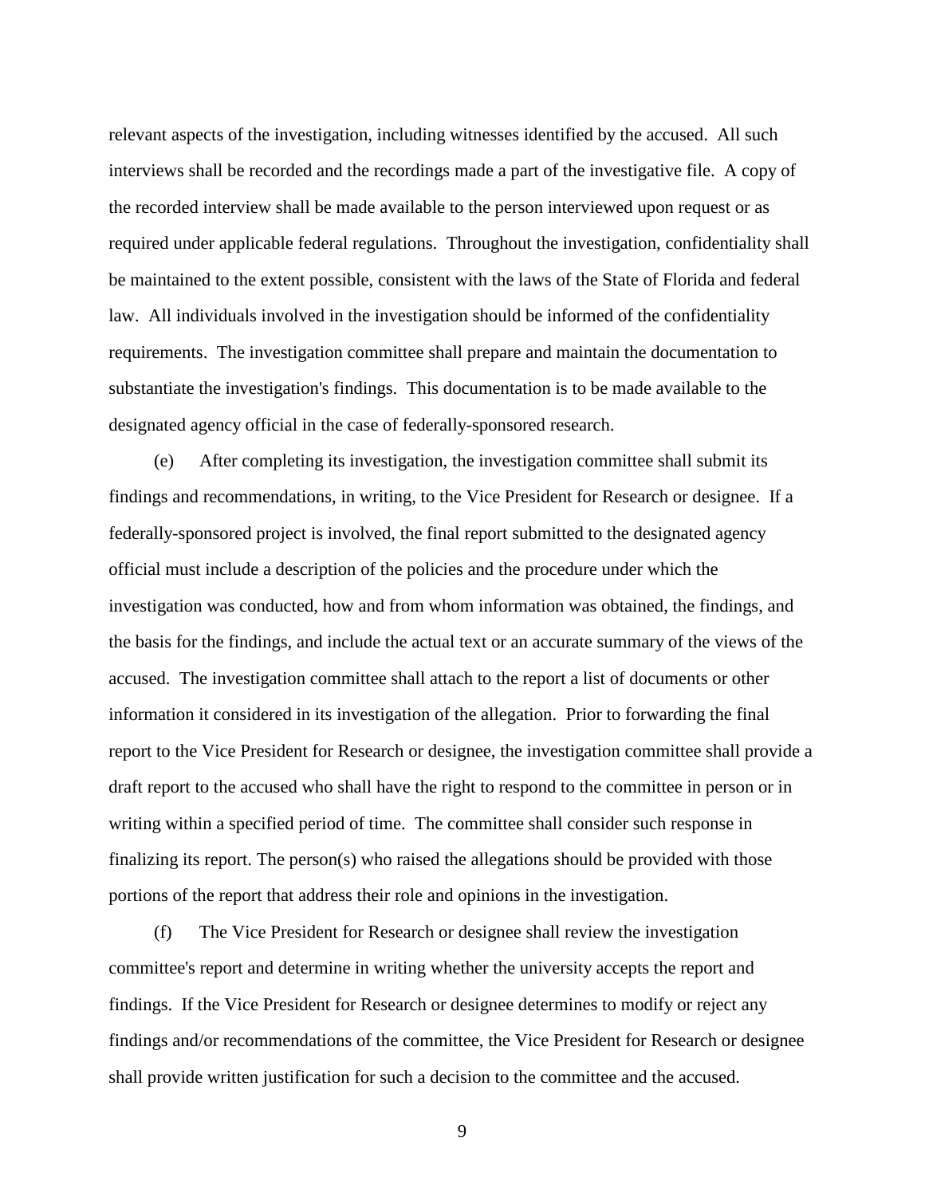relevant aspects of the investigation, including witnesses identified by the accused. All such interviews shall be recorded and the recordings made a part of the investigative file. A copy of the recorded interview shall be made available to the person interviewed upon request or as required under applicable federal regulations. Throughout the investigation, confidentiality shall be maintained to the extent possible, consistent with the laws of the State of Florida and federal law. All individuals involved in the investigation should be informed of the confidentiality requirements. The investigation committee shall prepare and maintain the documentation to substantiate the investigation's findings. This documentation is to be made available to the designated agency official in the case of federally-sponsored research.

(e) After completing its investigation, the investigation committee shall submit its findings and recommendations, in writing, to the Vice President for Research or designee. If a federally-sponsored project is involved, the final report submitted to the designated agency official must include a description of the policies and the procedure under which the investigation was conducted, how and from whom information was obtained, the findings, and the basis for the findings, and include the actual text or an accurate summary of the views of the accused. The investigation committee shall attach to the report a list of documents or other information it considered in its investigation of the allegation. Prior to forwarding the final report to the Vice President for Research or designee, the investigation committee shall provide a draft report to the accused who shall have the right to respond to the committee in person or in writing within a specified period of time. The committee shall consider such response in finalizing its report. The person(s) who raised the allegations should be provided with those portions of the report that address their role and opinions in the investigation.

(f) The Vice President for Research or designee shall review the investigation committee's report and determine in writing whether the university accepts the report and findings. If the Vice President for Research or designee determines to modify or reject any findings and/or recommendations of the committee, the Vice President for Research or designee shall provide written justification for such a decision to the committee and the accused.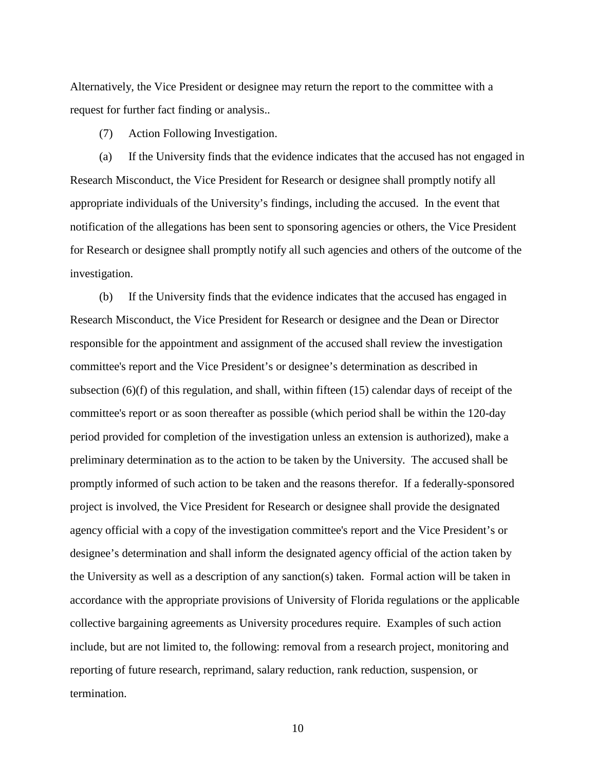Alternatively, the Vice President or designee may return the report to the committee with a request for further fact finding or analysis..

(7) Action Following Investigation.

(a) If the University finds that the evidence indicates that the accused has not engaged in Research Misconduct, the Vice President for Research or designee shall promptly notify all appropriate individuals of the University's findings, including the accused. In the event that notification of the allegations has been sent to sponsoring agencies or others, the Vice President for Research or designee shall promptly notify all such agencies and others of the outcome of the investigation.

(b) If the University finds that the evidence indicates that the accused has engaged in Research Misconduct, the Vice President for Research or designee and the Dean or Director responsible for the appointment and assignment of the accused shall review the investigation committee's report and the Vice President's or designee's determination as described in subsection (6)(f) of this regulation, and shall, within fifteen (15) calendar days of receipt of the committee's report or as soon thereafter as possible (which period shall be within the 120-day period provided for completion of the investigation unless an extension is authorized), make a preliminary determination as to the action to be taken by the University. The accused shall be promptly informed of such action to be taken and the reasons therefor. If a federally-sponsored project is involved, the Vice President for Research or designee shall provide the designated agency official with a copy of the investigation committee's report and the Vice President's or designee's determination and shall inform the designated agency official of the action taken by the University as well as a description of any sanction(s) taken. Formal action will be taken in accordance with the appropriate provisions of University of Florida regulations or the applicable collective bargaining agreements as University procedures require. Examples of such action include, but are not limited to, the following: removal from a research project, monitoring and reporting of future research, reprimand, salary reduction, rank reduction, suspension, or termination.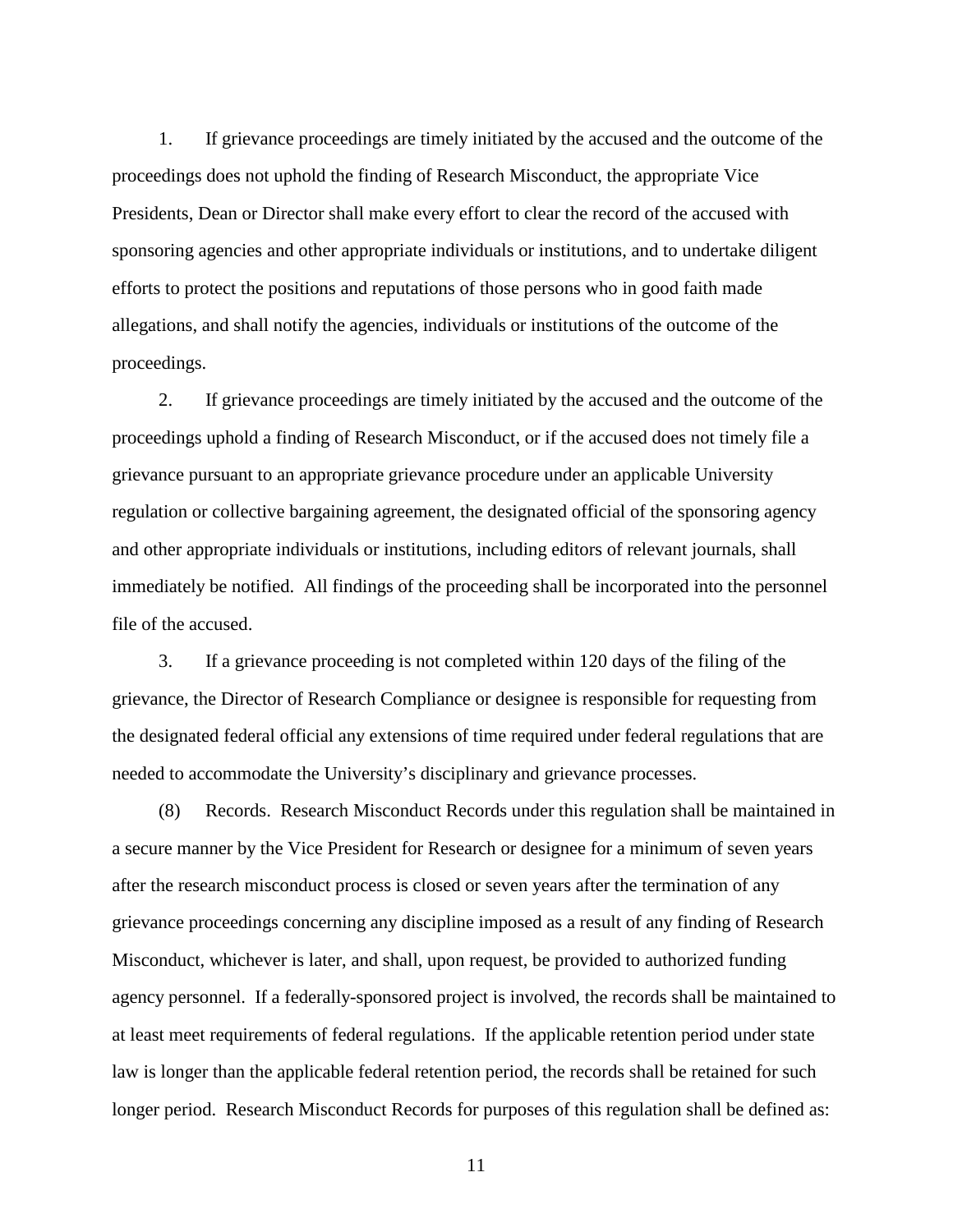1. If grievance proceedings are timely initiated by the accused and the outcome of the proceedings does not uphold the finding of Research Misconduct, the appropriate Vice Presidents, Dean or Director shall make every effort to clear the record of the accused with sponsoring agencies and other appropriate individuals or institutions, and to undertake diligent efforts to protect the positions and reputations of those persons who in good faith made allegations, and shall notify the agencies, individuals or institutions of the outcome of the proceedings.

2. If grievance proceedings are timely initiated by the accused and the outcome of the proceedings uphold a finding of Research Misconduct, or if the accused does not timely file a grievance pursuant to an appropriate grievance procedure under an applicable University regulation or collective bargaining agreement, the designated official of the sponsoring agency and other appropriate individuals or institutions, including editors of relevant journals, shall immediately be notified. All findings of the proceeding shall be incorporated into the personnel file of the accused.

3. If a grievance proceeding is not completed within 120 days of the filing of the grievance, the Director of Research Compliance or designee is responsible for requesting from the designated federal official any extensions of time required under federal regulations that are needed to accommodate the University's disciplinary and grievance processes.

(8) Records. Research Misconduct Records under this regulation shall be maintained in a secure manner by the Vice President for Research or designee for a minimum of seven years after the research misconduct process is closed or seven years after the termination of any grievance proceedings concerning any discipline imposed as a result of any finding of Research Misconduct, whichever is later, and shall, upon request, be provided to authorized funding agency personnel. If a federally-sponsored project is involved, the records shall be maintained to at least meet requirements of federal regulations. If the applicable retention period under state law is longer than the applicable federal retention period, the records shall be retained for such longer period. Research Misconduct Records for purposes of this regulation shall be defined as: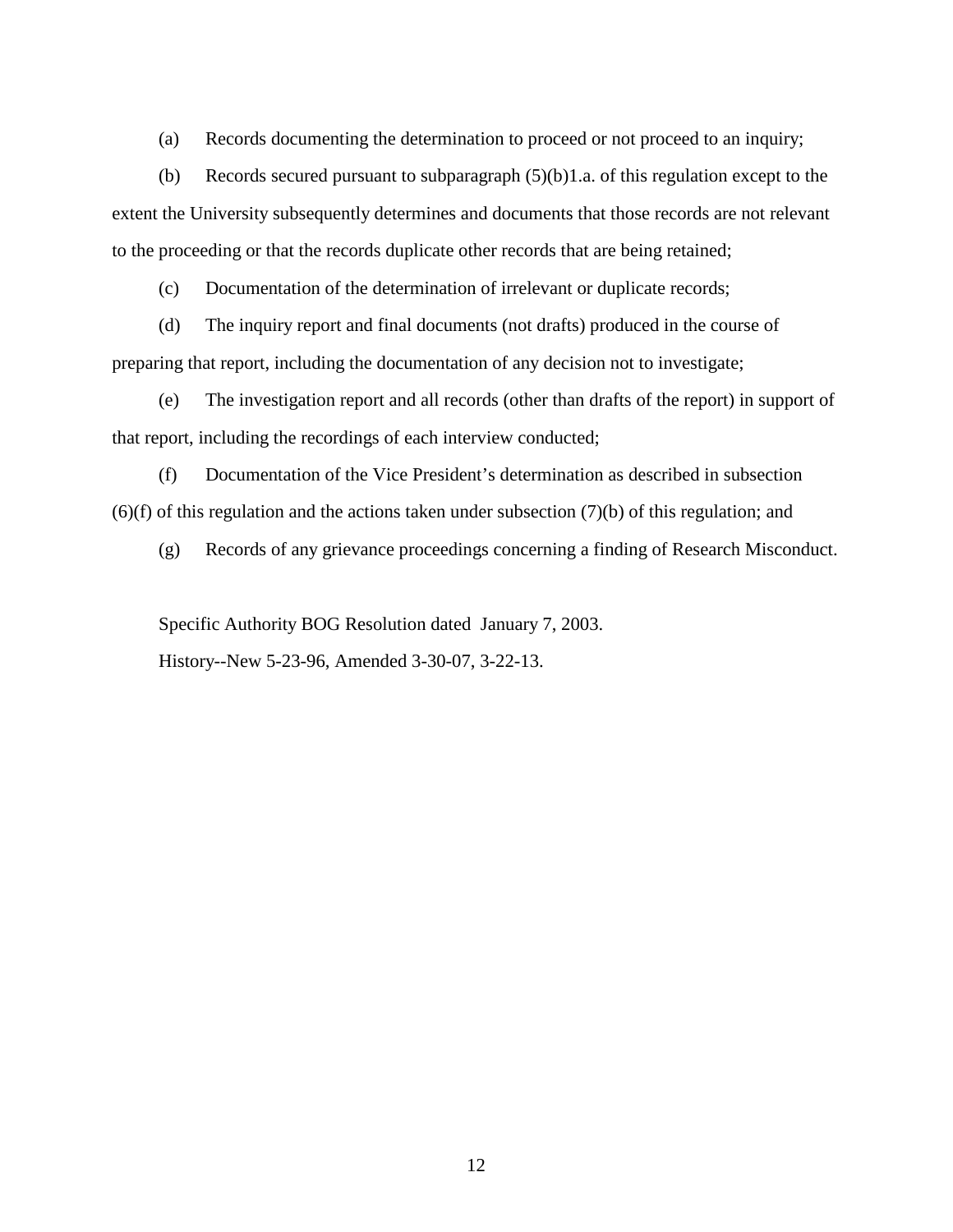(a) Records documenting the determination to proceed or not proceed to an inquiry;

(b) Records secured pursuant to subparagraph (5)(b)1.a. of this regulation except to the extent the University subsequently determines and documents that those records are not relevant to the proceeding or that the records duplicate other records that are being retained;

(c) Documentation of the determination of irrelevant or duplicate records;

(d) The inquiry report and final documents (not drafts) produced in the course of preparing that report, including the documentation of any decision not to investigate;

(e) The investigation report and all records (other than drafts of the report) in support of that report, including the recordings of each interview conducted;

(f) Documentation of the Vice President's determination as described in subsection (6)(f) of this regulation and the actions taken under subsection (7)(b) of this regulation; and

(g) Records of any grievance proceedings concerning a finding of Research Misconduct.

Specific Authority BOG Resolution dated January 7, 2003.

History--New 5-23-96, Amended 3-30-07, 3-22-13.